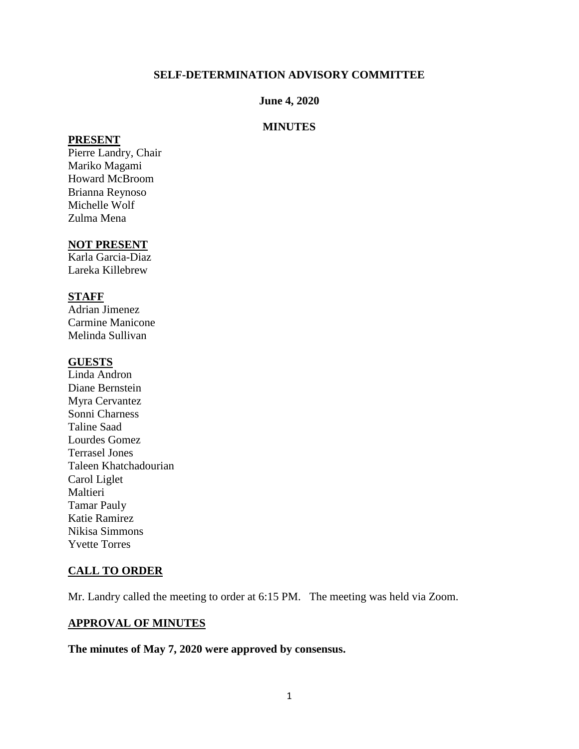**SELF-DETERMINATION ADVISORY COMMITTEE**

**June 4, 2020**

**MINUTES**

**PRESENT**

Pierre Landry, Chair
Mariko Magami
Howard McBroom
Brianna Reynoso
Michelle Wolf
Zulma Mena

**NOT PRESENT**

Karla Garcia-Diaz
Lareka Killebrew

**STAFF**

Adrian Jimenez
Carmine Manicone
Melinda Sullivan

**GUESTS**

Linda Andron
Diane Bernstein
Myra Cervantez
Sonni Charness
Taline Saad
Lourdes Gomez
Terrasel Jones
Taleen Khatchadourian
Carol Liglet
Maltieri
Tamar Pauly
Katie Ramirez
Nikisa Simmons
Yvette Torres

**CALL TO ORDER**

Mr. Landry called the meeting to order at 6:15 PM. The meeting was held via Zoom.

**APPROVAL OF MINUTES**

**The minutes of May 7, 2020 were approved by consensus.**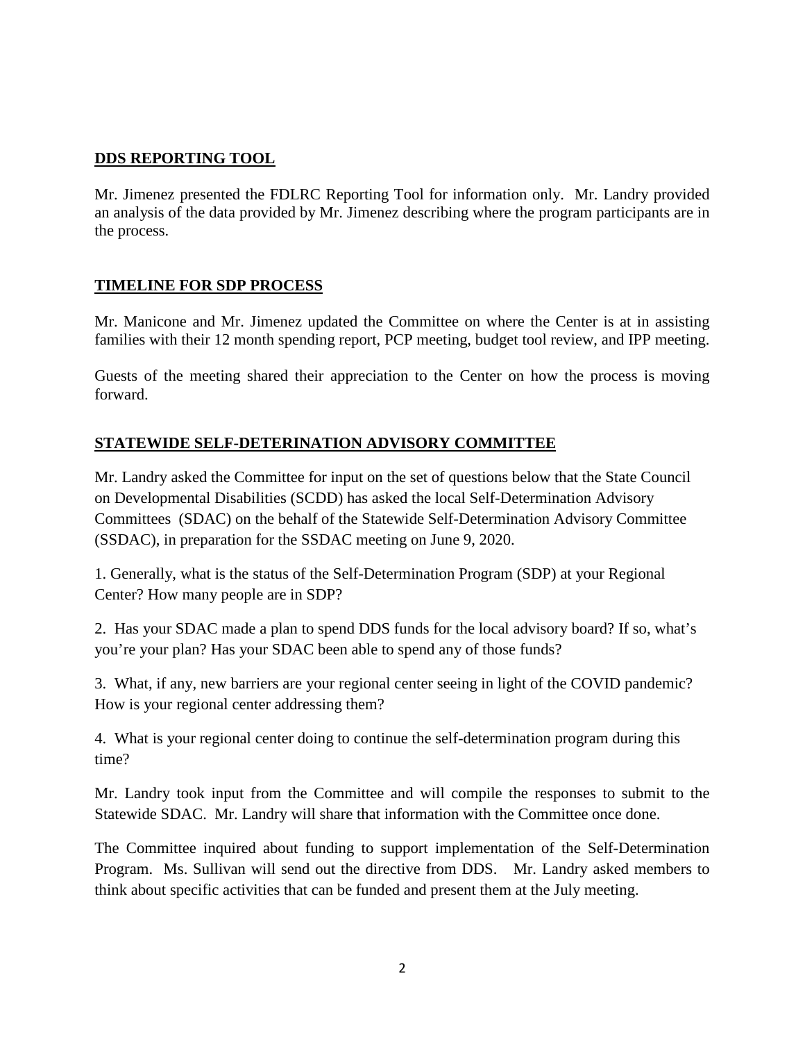## DDS REPORTING TOOL

Mr. Jimenez presented the FDLRC Reporting Tool for information only. Mr. Landry provided an analysis of the data provided by Mr. Jimenez describing where the program participants are in the process.

## TIMELINE FOR SDP PROCESS

Mr. Manicone and Mr. Jimenez updated the Committee on where the Center is at in assisting families with their 12 month spending report, PCP meeting, budget tool review, and IPP meeting.

Guests of the meeting shared their appreciation to the Center on how the process is moving forward.

## STATEWIDE SELF-DETERINATION ADVISORY COMMITTEE

Mr. Landry asked the Committee for input on the set of questions below that the State Council on Developmental Disabilities (SCDD) has asked the local Self-Determination Advisory Committees (SDAC) on the behalf of the Statewide Self-Determination Advisory Committee (SSDAC), in preparation for the SSDAC meeting on June 9, 2020.

1. Generally, what is the status of the Self-Determination Program (SDP) at your Regional Center? How many people are in SDP?

2. Has your SDAC made a plan to spend DDS funds for the local advisory board? If so, what's you're your plan? Has your SDAC been able to spend any of those funds?

3. What, if any, new barriers are your regional center seeing in light of the COVID pandemic? How is your regional center addressing them?

4. What is your regional center doing to continue the self-determination program during this time?

Mr. Landry took input from the Committee and will compile the responses to submit to the Statewide SDAC. Mr. Landry will share that information with the Committee once done.

The Committee inquired about funding to support implementation of the Self-Determination Program. Ms. Sullivan will send out the directive from DDS. Mr. Landry asked members to think about specific activities that can be funded and present them at the July meeting.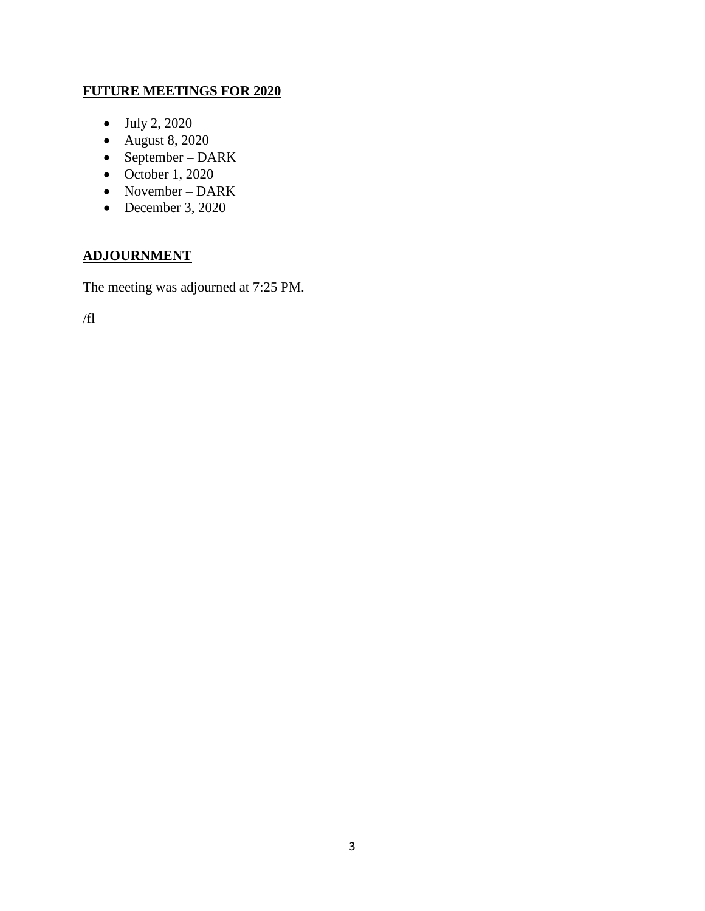## FUTURE MEETINGS FOR 2020

- July 2, 2020
- August 8, 2020
- September – DARK
- October 1, 2020
- November – DARK
- December 3, 2020

## ADJOURNMENT

The meeting was adjourned at 7:25 PM.

/fl